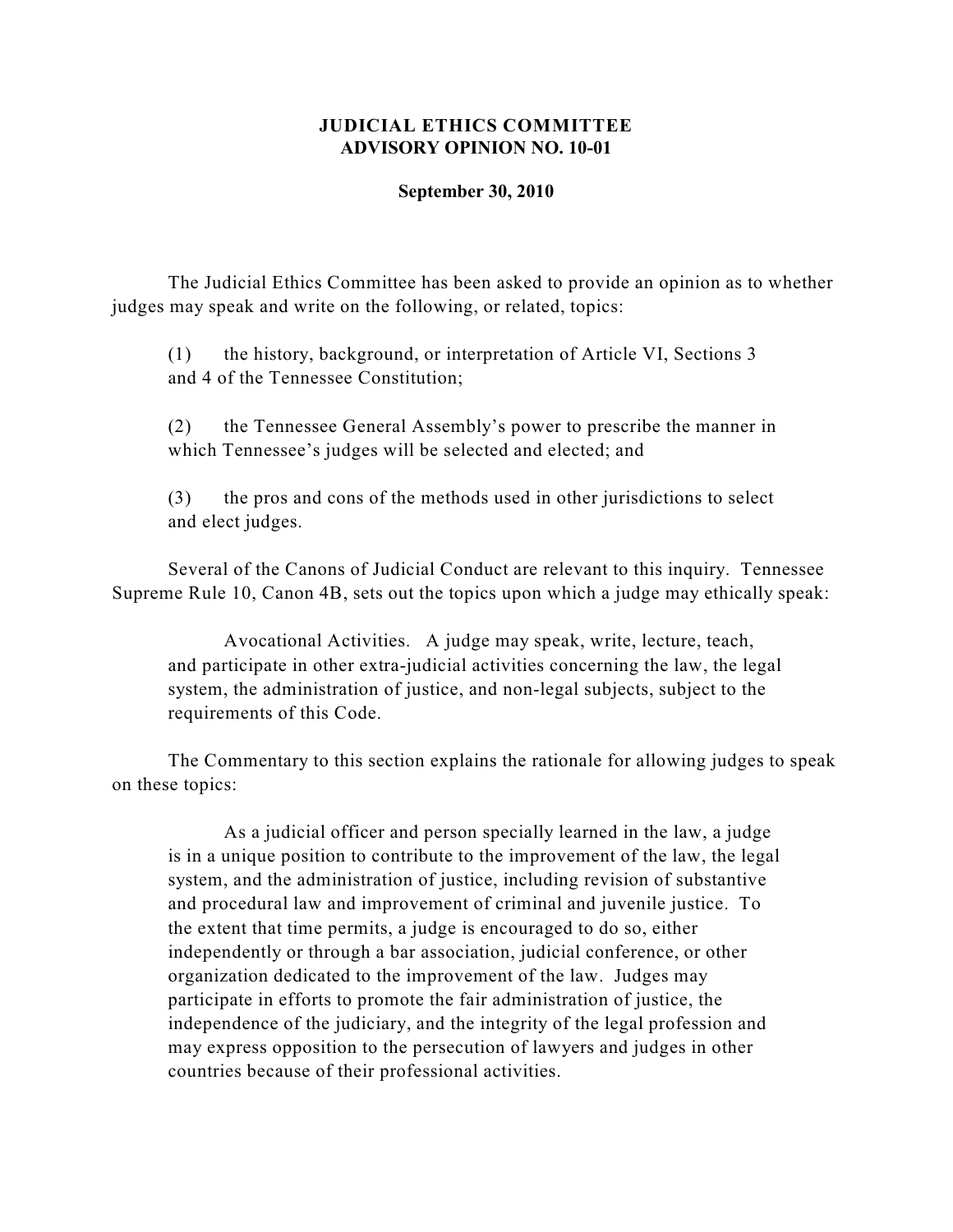# JUDICIAL ETHICS COMMITTEE
## ADVISORY OPINION NO. 10-01

**September 30, 2010**

The Judicial Ethics Committee has been asked to provide an opinion as to whether judges may speak and write on the following, or related, topics:

> (1) the history, background, or interpretation of Article VI, Sections 3 and 4 of the Tennessee Constitution;
>
> (2) the Tennessee General Assembly's power to prescribe the manner in which Tennessee's judges will be selected and elected; and
>
> (3) the pros and cons of the methods used in other jurisdictions to select and elect judges.

Several of the Canons of Judicial Conduct are relevant to this inquiry. Tennessee Supreme Rule 10, Canon 4B, sets out the topics upon which a judge may ethically speak:

> Avocational Activities. A judge may speak, write, lecture, teach, and participate in other extra-judicial activities concerning the law, the legal system, the administration of justice, and non-legal subjects, subject to the requirements of this Code.

The Commentary to this section explains the rationale for allowing judges to speak on these topics:

> As a judicial officer and person specially learned in the law, a judge is in a unique position to contribute to the improvement of the law, the legal system, and the administration of justice, including revision of substantive and procedural law and improvement of criminal and juvenile justice. To the extent that time permits, a judge is encouraged to do so, either independently or through a bar association, judicial conference, or other organization dedicated to the improvement of the law. Judges may participate in efforts to promote the fair administration of justice, the independence of the judiciary, and the integrity of the legal profession and may express opposition to the persecution of lawyers and judges in other countries because of their professional activities.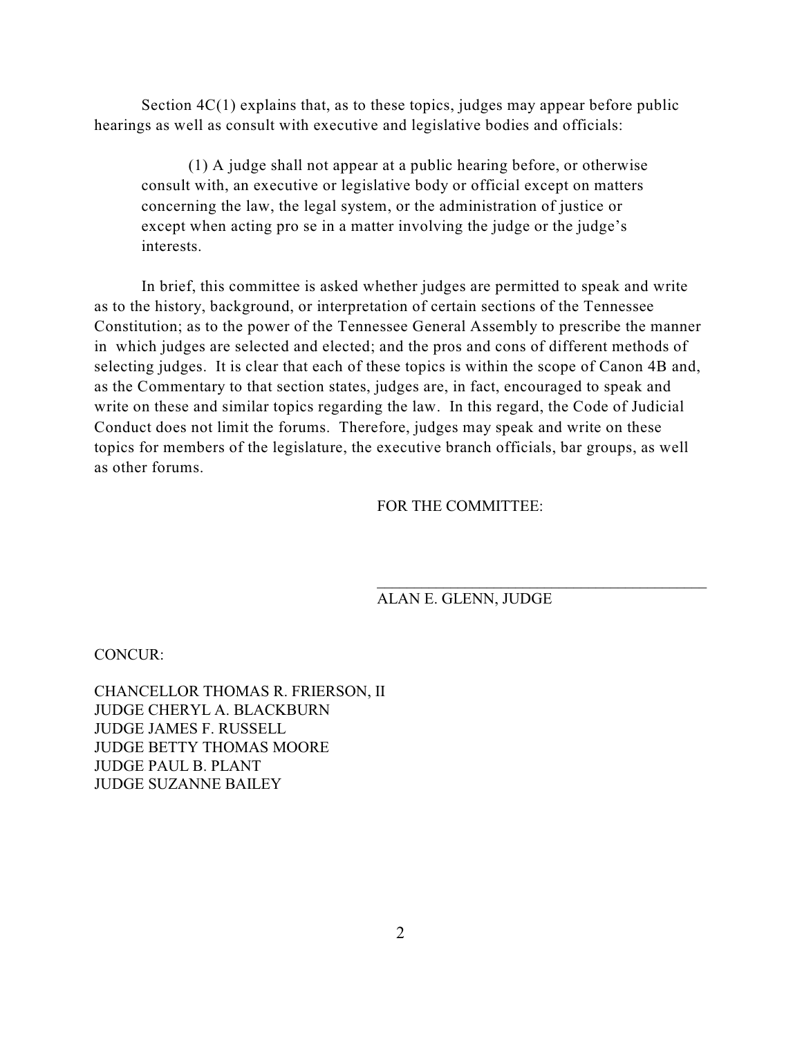Section 4C(1) explains that, as to these topics, judges may appear before public hearings as well as consult with executive and legislative bodies and officials:

> (1) A judge shall not appear at a public hearing before, or otherwise consult with, an executive or legislative body or official except on matters concerning the law, the legal system, or the administration of justice or except when acting pro se in a matter involving the judge or the judge's interests.

In brief, this committee is asked whether judges are permitted to speak and write as to the history, background, or interpretation of certain sections of the Tennessee Constitution; as to the power of the Tennessee General Assembly to prescribe the manner in which judges are selected and elected; and the pros and cons of different methods of selecting judges. It is clear that each of these topics is within the scope of Canon 4B and, as the Commentary to that section states, judges are, in fact, encouraged to speak and write on these and similar topics regarding the law. In this regard, the Code of Judicial Conduct does not limit the forums. Therefore, judges may speak and write on these topics for members of the legislature, the executive branch officials, bar groups, as well as other forums.

FOR THE COMMITTEE:

\_\_\_\_\_\_\_\_\_\_\_\_\_\_\_\_\_\_\_\_\_\_\_\_\_\_\_\_\_\_\_\_\_\_\_\_\_\_\_\_

ALAN E. GLENN, JUDGE

CONCUR:

CHANCELLOR THOMAS R. FRIERSON, II
JUDGE CHERYL A. BLACKBURN
JUDGE JAMES F. RUSSELL
JUDGE BETTY THOMAS MOORE
JUDGE PAUL B. PLANT
JUDGE SUZANNE BAILEY